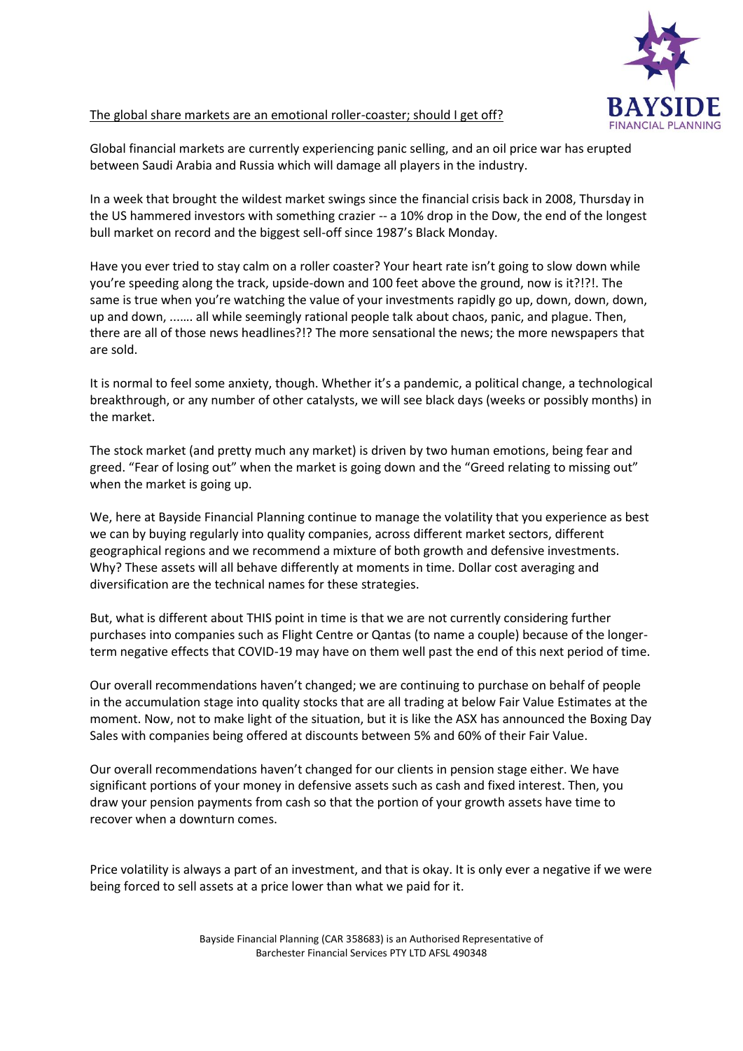BAYSIDE FINANCIAL PLANNING

The global share markets are an emotional roller-coaster; should I get off?

Global financial markets are currently experiencing panic selling, and an oil price war has erupted between Saudi Arabia and Russia which will damage all players in the industry.

In a week that brought the wildest market swings since the financial crisis back in 2008, Thursday in the US hammered investors with something crazier -- a 10% drop in the Dow, the end of the longest bull market on record and the biggest sell-off since 1987's Black Monday.

Have you ever tried to stay calm on a roller coaster? Your heart rate isn't going to slow down while you're speeding along the track, upside-down and 100 feet above the ground, now is it?!?!. The same is true when you're watching the value of your investments rapidly go up, down, down, down, up and down, ....... all while seemingly rational people talk about chaos, panic, and plague. Then, there are all of those news headlines?!? The more sensational the news; the more newspapers that are sold.

It is normal to feel some anxiety, though. Whether it's a pandemic, a political change, a technological breakthrough, or any number of other catalysts, we will see black days (weeks or possibly months) in the market.

The stock market (and pretty much any market) is driven by two human emotions, being fear and greed. "Fear of losing out" when the market is going down and the "Greed relating to missing out" when the market is going up.

We, here at Bayside Financial Planning continue to manage the volatility that you experience as best we can by buying regularly into quality companies, across different market sectors, different geographical regions and we recommend a mixture of both growth and defensive investments. Why? These assets will all behave differently at moments in time. Dollar cost averaging and diversification are the technical names for these strategies.

But, what is different about THIS point in time is that we are not currently considering further purchases into companies such as Flight Centre or Qantas (to name a couple) because of the longer-term negative effects that COVID-19 may have on them well past the end of this next period of time.

Our overall recommendations haven't changed; we are continuing to purchase on behalf of people in the accumulation stage into quality stocks that are all trading at below Fair Value Estimates at the moment. Now, not to make light of the situation, but it is like the ASX has announced the Boxing Day Sales with companies being offered at discounts between 5% and 60% of their Fair Value.

Our overall recommendations haven't changed for our clients in pension stage either. We have significant portions of your money in defensive assets such as cash and fixed interest. Then, you draw your pension payments from cash so that the portion of your growth assets have time to recover when a downturn comes.

Price volatility is always a part of an investment, and that is okay. It is only ever a negative if we were being forced to sell assets at a price lower than what we paid for it.

Bayside Financial Planning (CAR 358683) is an Authorised Representative of Barchester Financial Services PTY LTD AFSL 490348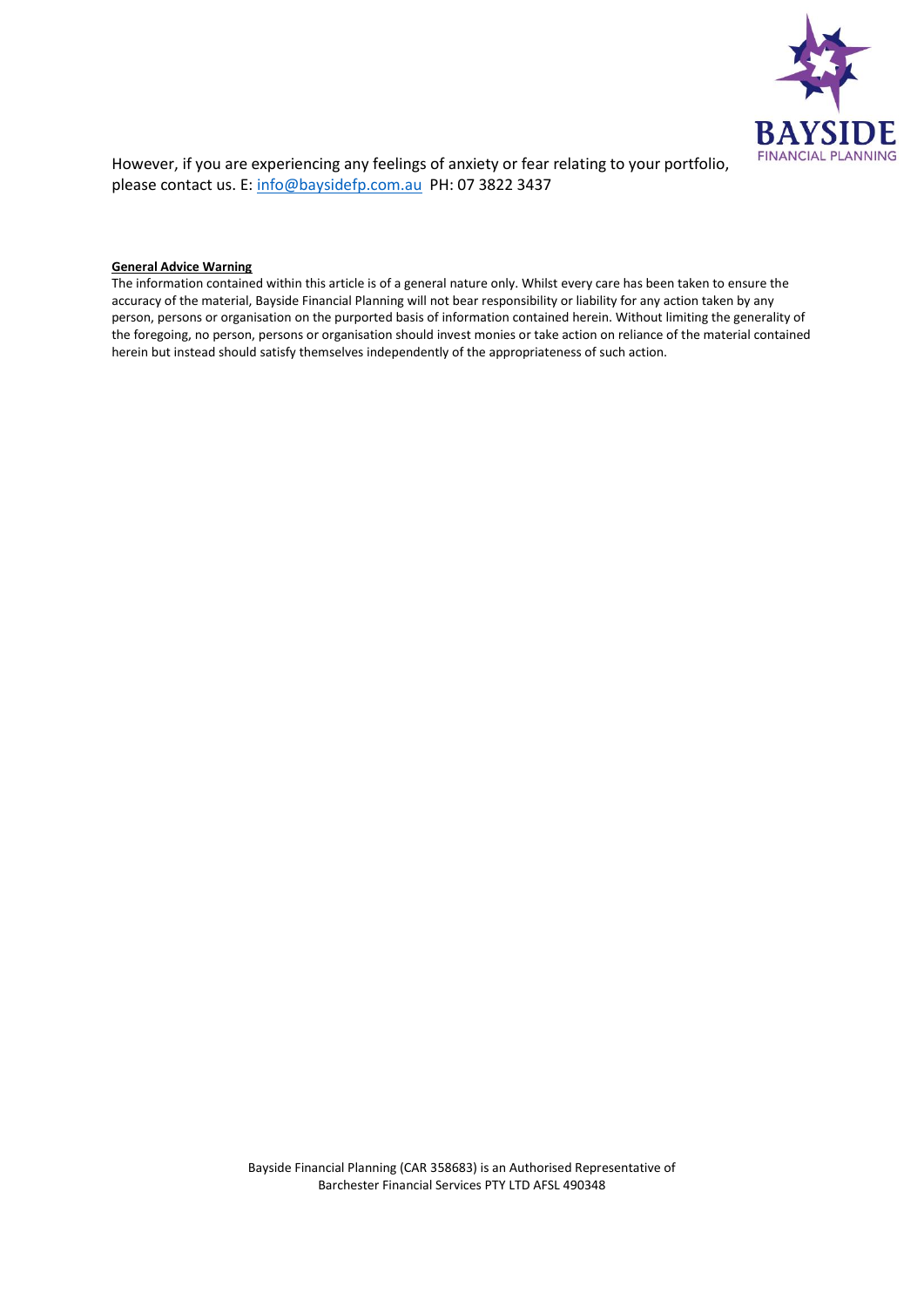However, if you are experiencing any feelings of anxiety or fear relating to your portfolio, please contact us. E: info@baysidefp.com.au PH: 07 3822 3437

**General Advice Warning**

The information contained within this article is of a general nature only. Whilst every care has been taken to ensure the accuracy of the material, Bayside Financial Planning will not bear responsibility or liability for any action taken by any person, persons or organisation on the purported basis of information contained herein. Without limiting the generality of the foregoing, no person, persons or organisation should invest monies or take action on reliance of the material contained herein but instead should satisfy themselves independently of the appropriateness of such action.

Bayside Financial Planning (CAR 358683) is an Authorised Representative of Barchester Financial Services PTY LTD AFSL 490348